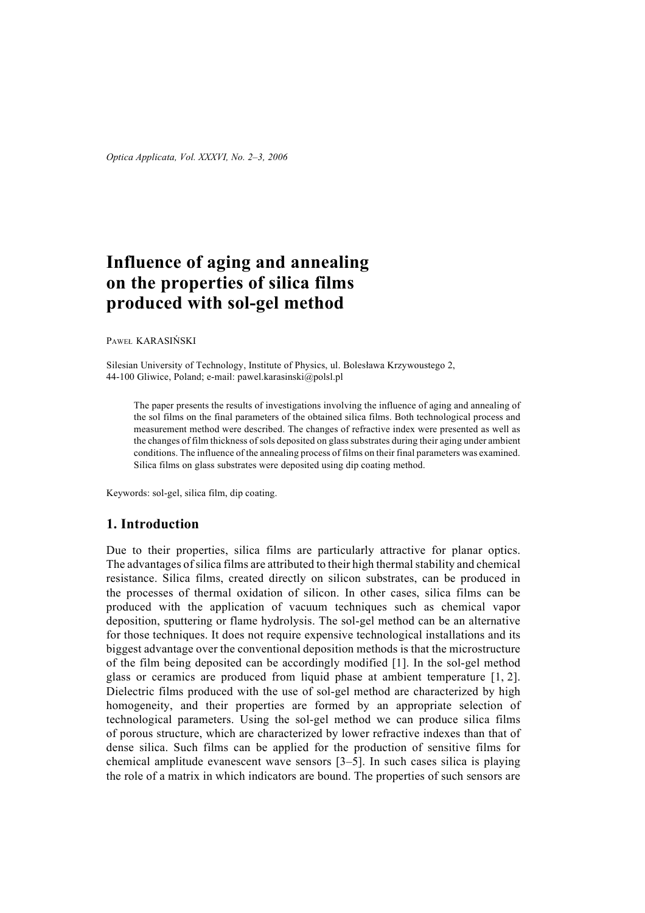# Influence of aging and annealing on the properties of silica films produced with sol-gel method

PAWEŁ KARASIŃSKI

Silesian University of Technology, Institute of Physics, ul. Bolesława Krzywoustego 2, 44-100 Gliwice, Poland; e-mail: pawel.karasinski@polsl.pl

The paper presents the results of investigations involving the influence of aging and annealing of the sol films on the final parameters of the obtained silica films. Both technological process and measurement method were described. The changes of refractive index were presented as well as the changes of film thickness of sols deposited on glass substrates during their aging under ambient conditions. The influence of the annealing process of films on their final parameters was examined. Silica films on glass substrates were deposited using dip coating method.

Keywords: sol-gel, silica film, dip coating.

## 1. Introduction

Due to their properties, silica films are particularly attractive for planar optics. The advantages of silica films are attributed to their high thermal stability and chemical resistance. Silica films, created directly on silicon substrates, can be produced in the processes of thermal oxidation of silicon. In other cases, silica films can be produced with the application of vacuum techniques such as chemical vapor deposition, sputtering or flame hydrolysis. The sol-gel method can be an alternative for those techniques. It does not require expensive technological installations and its biggest advantage over the conventional deposition methods is that the microstructure of the film being deposited can be accordingly modified [1]. In the sol-gel method glass or ceramics are produced from liquid phase at ambient temperature [1, 2]. Dielectric films produced with the use of sol-gel method are characterized by high homogeneity, and their properties are formed by an appropriate selection of technological parameters. Using the sol-gel method we can produce silica films of porous structure, which are characterized by lower refractive indexes than that of dense silica. Such films can be applied for the production of sensitive films for chemical amplitude evanescent wave sensors [3–5]. In such cases silica is playing the role of a matrix in which indicators are bound. The properties of such sensors are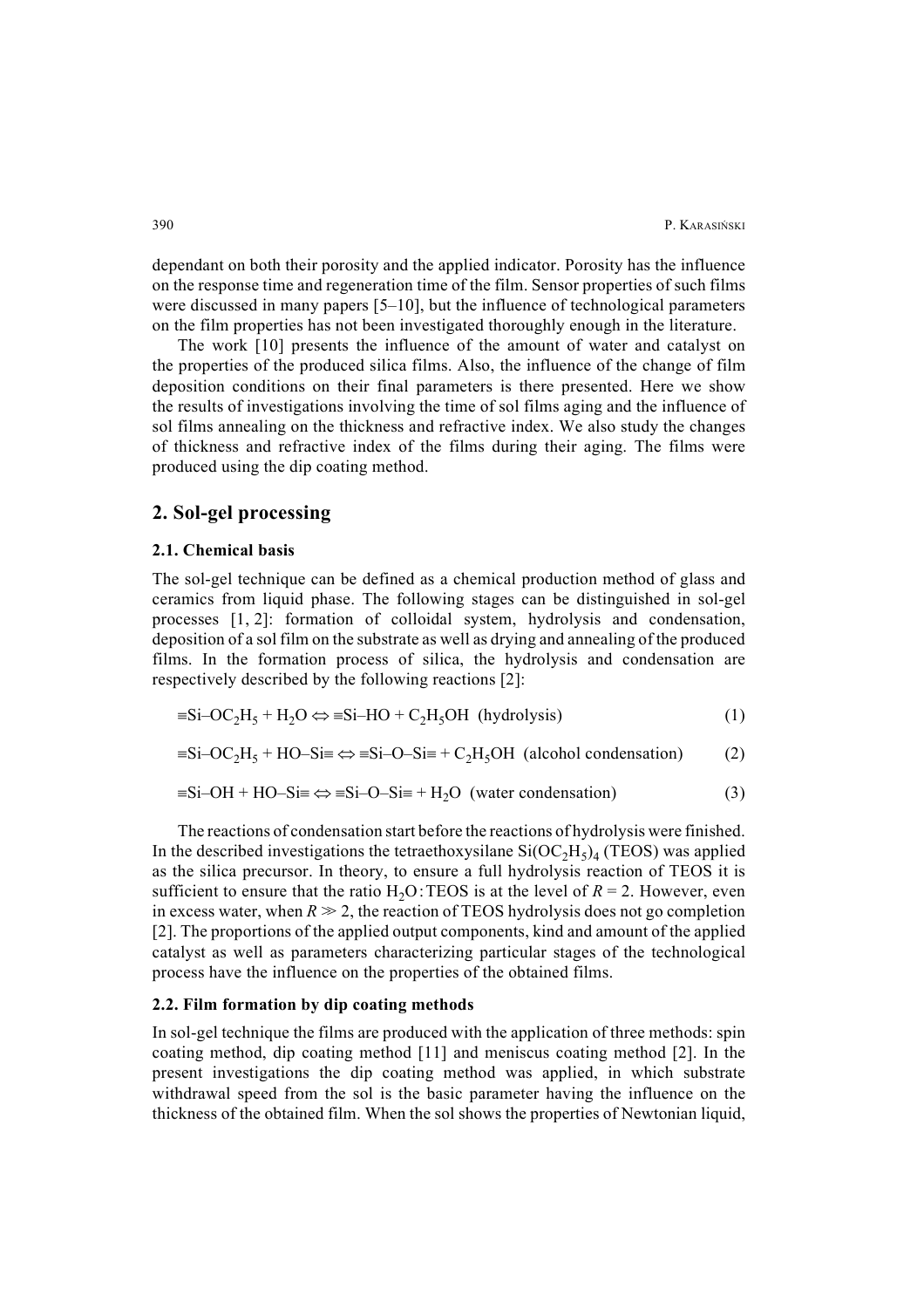dependant on both their porosity and the applied indicator. Porosity has the influence on the response time and regeneration time of the film. Sensor properties of such films were discussed in many papers [5–10], but the influence of technological parameters on the film properties has not been investigated thoroughly enough in the literature.

The work [10] presents the influence of the amount of water and catalyst on the properties of the produced silica films. Also, the influence of the change of film deposition conditions on their final parameters is there presented. Here we show the results of investigations involving the time of sol films aging and the influence of sol films annealing on the thickness and refractive index. We also study the changes of thickness and refractive index of the films during their aging. The films were produced using the dip coating method.

## 2. Sol-gel processing

### 2.1. Chemical basis

The sol-gel technique can be defined as a chemical production method of glass and ceramics from liquid phase. The following stages can be distinguished in sol-gel processes [1, 2]: formation of colloidal system, hydrolysis and condensation, deposition of a sol film on the substrate as well as drying and annealing of the produced films. In the formation process of silica, the hydrolysis and condensation are respectively described by the following reactions [2]:

$$\equiv\text{Si–OC}_2\text{H}_5 + \text{H}_2\text{O} \Leftrightarrow \equiv\text{Si–HO} + \text{C}_2\text{H}_5\text{OH} \quad \text{(hydrolysis)} \tag{1}$$

$$\equiv\text{Si–OC}_2\text{H}_5 + \text{HO–Si}\equiv \Leftrightarrow \equiv\text{Si–O–Si}\equiv + \text{C}_2\text{H}_5\text{OH} \quad \text{(alcohol condensation)} \tag{2}$$

$$\equiv\text{Si–OH} + \text{HO–Si}\equiv \Leftrightarrow \equiv\text{Si–O–Si}\equiv + \text{H}_2\text{O} \quad \text{(water condensation)} \tag{3}$$

The reactions of condensation start before the reactions of hydrolysis were finished. In the described investigations the tetraethoxysilane $Si(OC_2H_5)_4$ (TEOS) was applied as the silica precursor. In theory, to ensure a full hydrolysis reaction of TEOS it is sufficient to ensure that the ratio $H_2O$:TEOS is at the level of $R = 2$. However, even in excess water, when $R \gg 2$, the reaction of TEOS hydrolysis does not go completion [2]. The proportions of the applied output components, kind and amount of the applied catalyst as well as parameters characterizing particular stages of the technological process have the influence on the properties of the obtained films.

### 2.2. Film formation by dip coating methods

In sol-gel technique the films are produced with the application of three methods: spin coating method, dip coating method [11] and meniscus coating method [2]. In the present investigations the dip coating method was applied, in which substrate withdrawal speed from the sol is the basic parameter having the influence on the thickness of the obtained film. When the sol shows the properties of Newtonian liquid,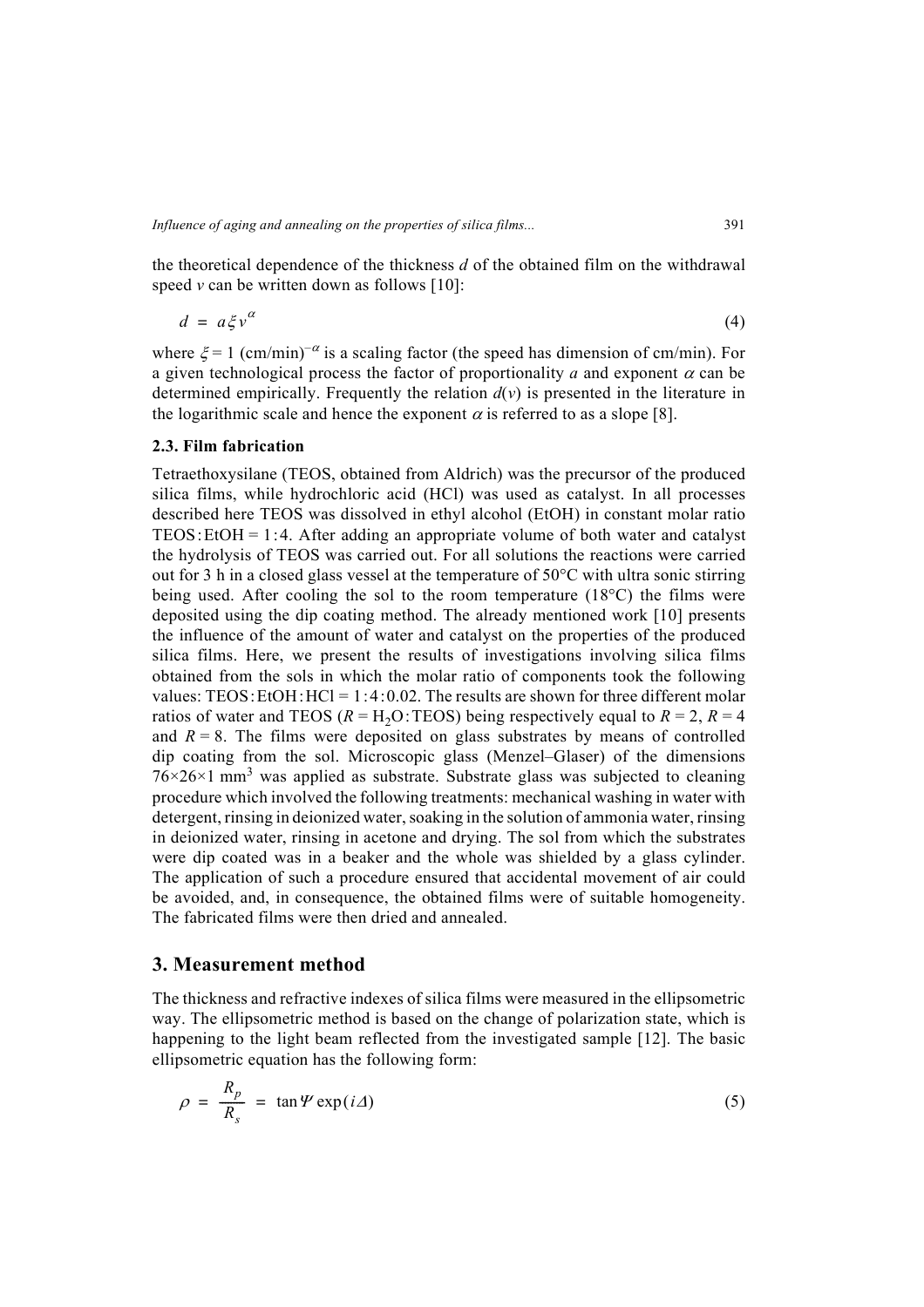the theoretical dependence of the thickness $d$ of the obtained film on the withdrawal speed $v$ can be written down as follows [10]:

$$d = a\xi v^{\alpha} \tag{4}$$

where $\xi = 1$ (cm/min)$^{-\alpha}$ is a scaling factor (the speed has dimension of cm/min). For a given technological process the factor of proportionality $a$ and exponent $\alpha$ can be determined empirically. Frequently the relation $d(v)$ is presented in the literature in the logarithmic scale and hence the exponent $\alpha$ is referred to as a slope [8].

### 2.3. Film fabrication

Tetraethoxysilane (TEOS, obtained from Aldrich) was the precursor of the produced silica films, while hydrochloric acid (HCl) was used as catalyst. In all processes described here TEOS was dissolved in ethyl alcohol (EtOH) in constant molar ratio TEOS : EtOH = 1 : 4. After adding an appropriate volume of both water and catalyst the hydrolysis of TEOS was carried out. For all solutions the reactions were carried out for 3 h in a closed glass vessel at the temperature of 50°C with ultra sonic stirring being used. After cooling the sol to the room temperature (18°C) the films were deposited using the dip coating method. The already mentioned work [10] presents the influence of the amount of water and catalyst on the properties of the produced silica films. Here, we present the results of investigations involving silica films obtained from the sols in which the molar ratio of components took the following values: TEOS : EtOH : HCl = 1 : 4 : 0.02. The results are shown for three different molar ratios of water and TEOS ($R = H_2O$ : TEOS) being respectively equal to $R = 2$, $R = 4$ and $R = 8$. The films were deposited on glass substrates by means of controlled dip coating from the sol. Microscopic glass (Menzel–Glaser) of the dimensions 76×26×1 mm$^3$ was applied as substrate. Substrate glass was subjected to cleaning procedure which involved the following treatments: mechanical washing in water with detergent, rinsing in deionized water, soaking in the solution of ammonia water, rinsing in deionized water, rinsing in acetone and drying. The sol from which the substrates were dip coated was in a beaker and the whole was shielded by a glass cylinder. The application of such a procedure ensured that accidental movement of air could be avoided, and, in consequence, the obtained films were of suitable homogeneity. The fabricated films were then dried and annealed.

## 3. Measurement method

The thickness and refractive indexes of silica films were measured in the ellipsometric way. The ellipsometric method is based on the change of polarization state, which is happening to the light beam reflected from the investigated sample [12]. The basic ellipsometric equation has the following form:

$$\rho = \frac{R_p}{R_s} = \tan\Psi \exp(i\Delta) \tag{5}$$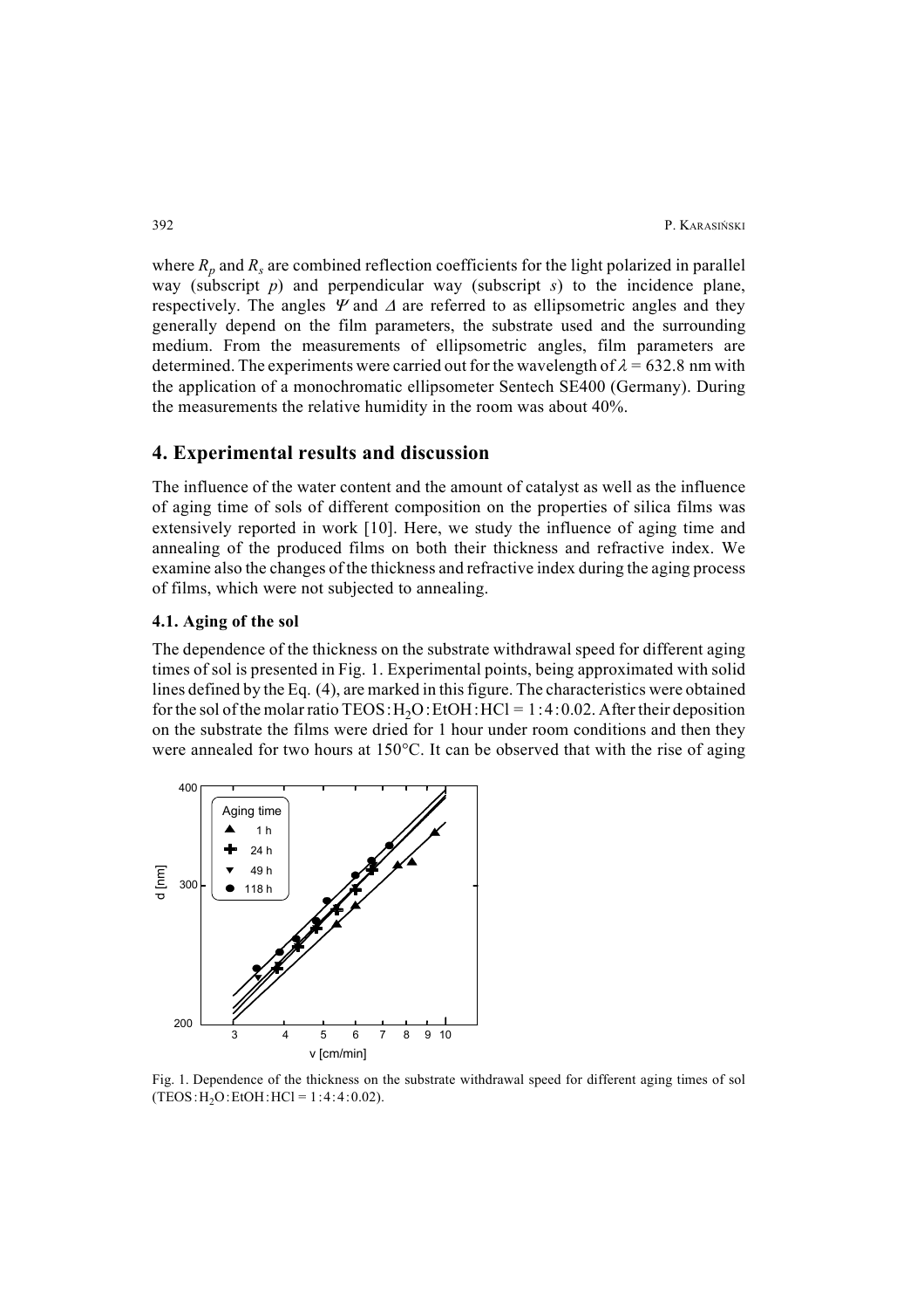where $R_p$ and $R_s$ are combined reflection coefficients for the light polarized in parallel way (subscript $p$) and perpendicular way (subscript $s$) to the incidence plane, respectively. The angles $\Psi$ and $\Delta$ are referred to as ellipsometric angles and they generally depend on the film parameters, the substrate used and the surrounding medium. From the measurements of ellipsometric angles, film parameters are determined. The experiments were carried out for the wavelength of $\lambda = 632.8$ nm with the application of a monochromatic ellipsometer Sentech SE400 (Germany). During the measurements the relative humidity in the room was about 40%.

## 4. Experimental results and discussion

The influence of the water content and the amount of catalyst as well as the influence of aging time of sols of different composition on the properties of silica films was extensively reported in work [10]. Here, we study the influence of aging time and annealing of the produced films on both their thickness and refractive index. We examine also the changes of the thickness and refractive index during the aging process of films, which were not subjected to annealing.

### 4.1. Aging of the sol

The dependence of the thickness on the substrate withdrawal speed for different aging times of sol is presented in Fig. 1. Experimental points, being approximated with solid lines defined by the Eq. (4), are marked in this figure. The characteristics were obtained for the sol of the molar ratio TEOS : $H_2O$ : EtOH : HCl = 1 : 4 : 0.02. After their deposition on the substrate the films were dried for 1 hour under room conditions and then they were annealed for two hours at 150°C. It can be observed that with the rise of aging

Fig. 1. Dependence of the thickness on the substrate withdrawal speed for different aging times of sol (TEOS : $H_2O$ : EtOH : HCl = 1 : 4 : 4 : 0.02).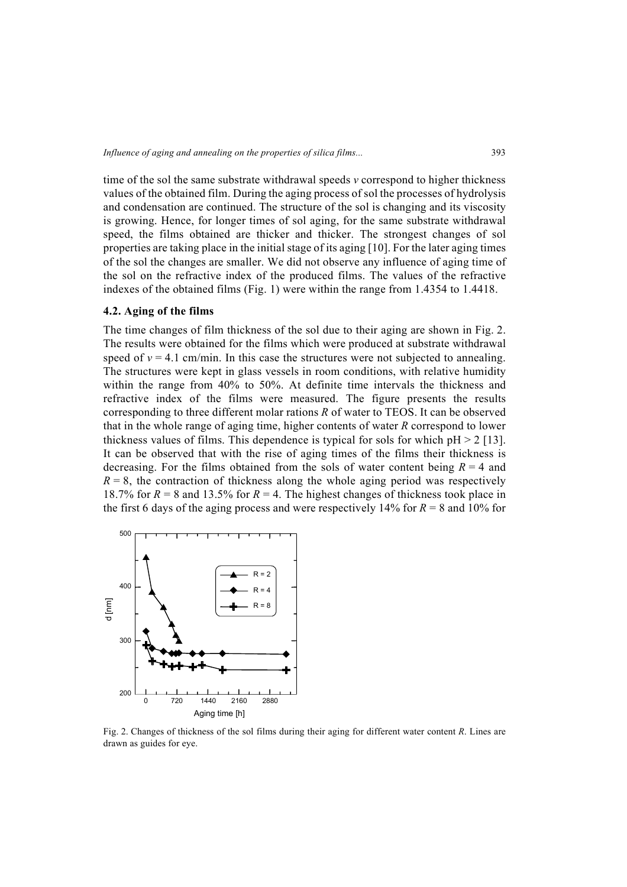time of the sol the same substrate withdrawal speeds $v$ correspond to higher thickness values of the obtained film. During the aging process of sol the processes of hydrolysis and condensation are continued. The structure of the sol is changing and its viscosity is growing. Hence, for longer times of sol aging, for the same substrate withdrawal speed, the films obtained are thicker and thicker. The strongest changes of sol properties are taking place in the initial stage of its aging [10]. For the later aging times of the sol the changes are smaller. We did not observe any influence of aging time of the sol on the refractive index of the produced films. The values of the refractive indexes of the obtained films (Fig. 1) were within the range from 1.4354 to 1.4418.

### 4.2. Aging of the films

The time changes of film thickness of the sol due to their aging are shown in Fig. 2. The results were obtained for the films which were produced at substrate withdrawal speed of $v = 4.1$ cm/min. In this case the structures were not subjected to annealing. The structures were kept in glass vessels in room conditions, with relative humidity within the range from 40% to 50%. At definite time intervals the thickness and refractive index of the films were measured. The figure presents the results corresponding to three different molar rations $R$ of water to TEOS. It can be observed that in the whole range of aging time, higher contents of water $R$ correspond to lower thickness values of films. This dependence is typical for sols for which pH > 2 [13]. It can be observed that with the rise of aging times of the films their thickness is decreasing. For the films obtained from the sols of water content being $R = 4$ and $R = 8$, the contraction of thickness along the whole aging period was respectively 18.7% for $R = 8$ and 13.5% for $R = 4$. The highest changes of thickness took place in the first 6 days of the aging process and were respectively 14% for $R = 8$ and 10% for

Fig. 2. Changes of thickness of the sol films during their aging for different water content $R$. Lines are drawn as guides for eye.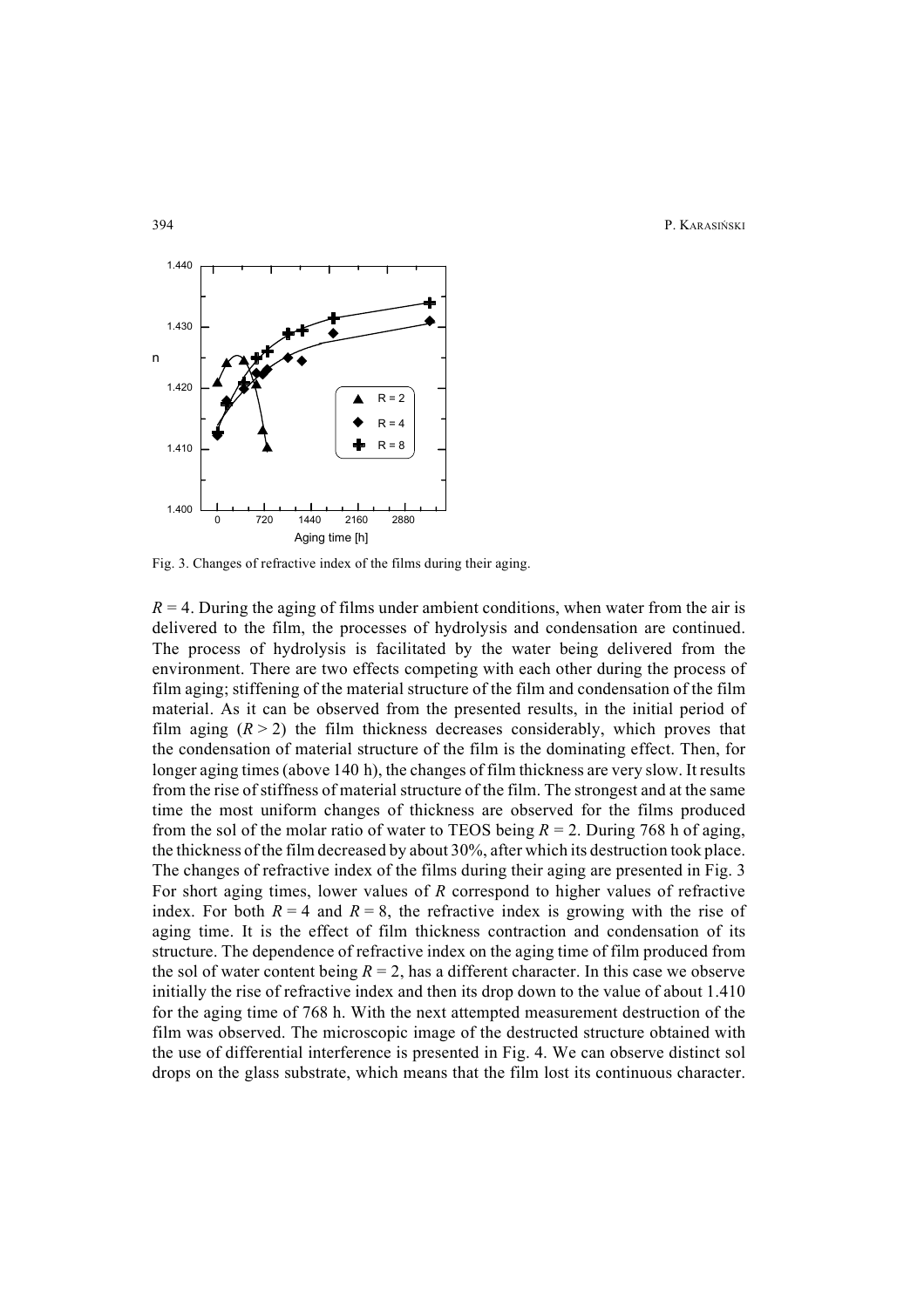Fig. 3. Changes of refractive index of the films during their aging.

$R = 4$. During the aging of films under ambient conditions, when water from the air is delivered to the film, the processes of hydrolysis and condensation are continued. The process of hydrolysis is facilitated by the water being delivered from the environment. There are two effects competing with each other during the process of film aging; stiffening of the material structure of the film and condensation of the film material. As it can be observed from the presented results, in the initial period of film aging ($R > 2$) the film thickness decreases considerably, which proves that the condensation of material structure of the film is the dominating effect. Then, for longer aging times (above 140 h), the changes of film thickness are very slow. It results from the rise of stiffness of material structure of the film. The strongest and at the same time the most uniform changes of thickness are observed for the films produced from the sol of the molar ratio of water to TEOS being $R = 2$. During 768 h of aging, the thickness of the film decreased by about 30%, after which its destruction took place. The changes of refractive index of the films during their aging are presented in Fig. 3 For short aging times, lower values of $R$ correspond to higher values of refractive index. For both $R = 4$ and $R = 8$, the refractive index is growing with the rise of aging time. It is the effect of film thickness contraction and condensation of its structure. The dependence of refractive index on the aging time of film produced from the sol of water content being $R = 2$, has a different character. In this case we observe initially the rise of refractive index and then its drop down to the value of about 1.410 for the aging time of 768 h. With the next attempted measurement destruction of the film was observed. The microscopic image of the destructed structure obtained with the use of differential interference is presented in Fig. 4. We can observe distinct sol drops on the glass substrate, which means that the film lost its continuous character.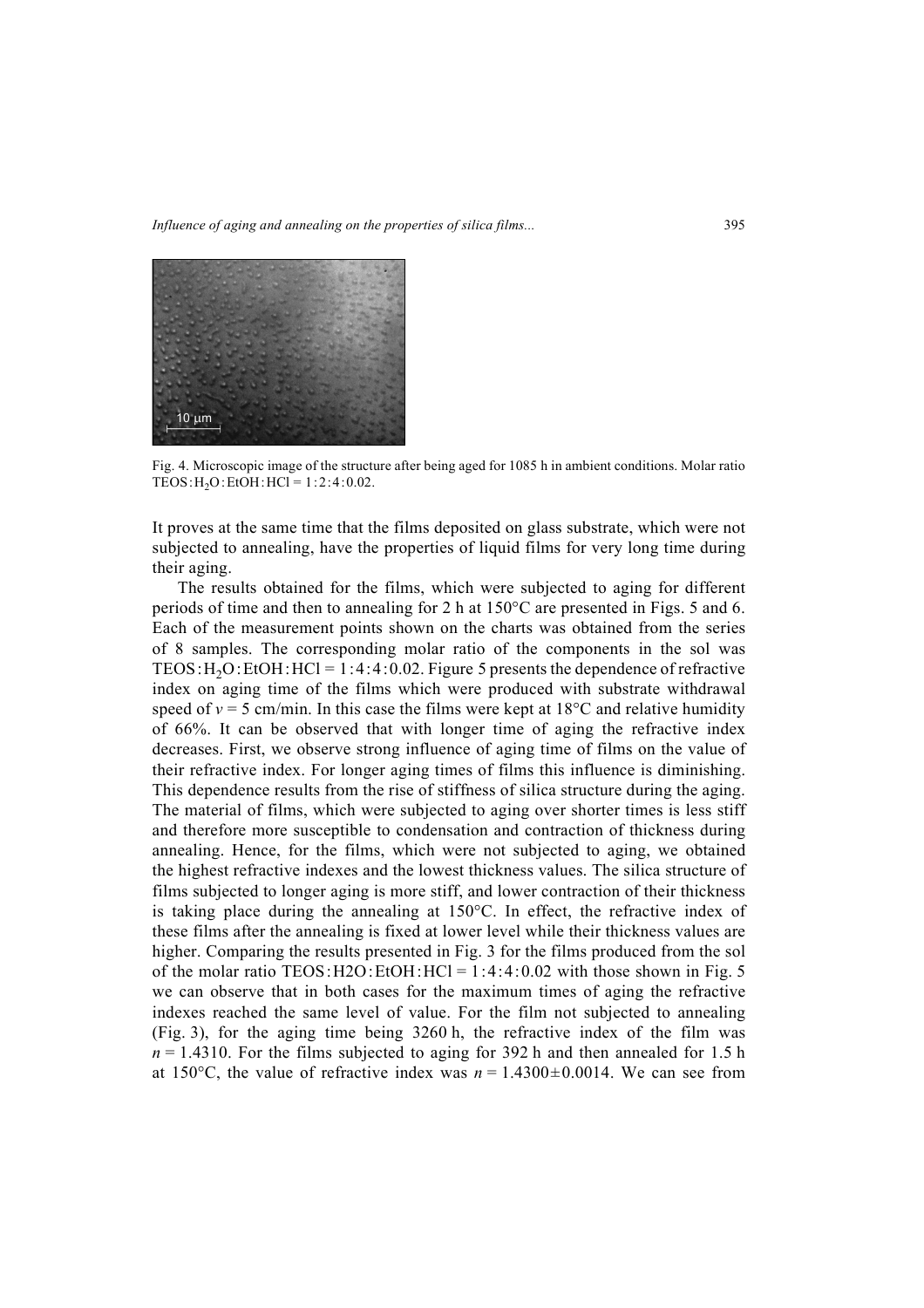Fig. 4. Microscopic image of the structure after being aged for 1085 h in ambient conditions. Molar ratio TEOS : $H_2O$ : EtOH : HCl = 1 : 2 : 4 : 0.02.

It proves at the same time that the films deposited on glass substrate, which were not subjected to annealing, have the properties of liquid films for very long time during their aging.

The results obtained for the films, which were subjected to aging for different periods of time and then to annealing for 2 h at 150°C are presented in Figs. 5 and 6. Each of the measurement points shown on the charts was obtained from the series of 8 samples. The corresponding molar ratio of the components in the sol was TEOS : $H_2O$ : EtOH : HCl = 1 : 4 : 4 : 0.02. Figure 5 presents the dependence of refractive index on aging time of the films which were produced with substrate withdrawal speed of $v$ = 5 cm/min. In this case the films were kept at 18°C and relative humidity of 66%. It can be observed that with longer time of aging the refractive index decreases. First, we observe strong influence of aging time of films on the value of their refractive index. For longer aging times of films this influence is diminishing. This dependence results from the rise of stiffness of silica structure during the aging. The material of films, which were subjected to aging over shorter times is less stiff and therefore more susceptible to condensation and contraction of thickness during annealing. Hence, for the films, which were not subjected to aging, we obtained the highest refractive indexes and the lowest thickness values. The silica structure of films subjected to longer aging is more stiff, and lower contraction of their thickness is taking place during the annealing at 150°C. In effect, the refractive index of these films after the annealing is fixed at lower level while their thickness values are higher. Comparing the results presented in Fig. 3 for the films produced from the sol of the molar ratio TEOS : H2O : EtOH : HCl = 1 : 4 : 4 : 0.02 with those shown in Fig. 5 we can observe that in both cases for the maximum times of aging the refractive indexes reached the same level of value. For the film not subjected to annealing (Fig. 3), for the aging time being 3260 h, the refractive index of the film was $n$ = 1.4310. For the films subjected to aging for 392 h and then annealed for 1.5 h at 150°C, the value of refractive index was $n$ = 1.4300 ± 0.0014. We can see from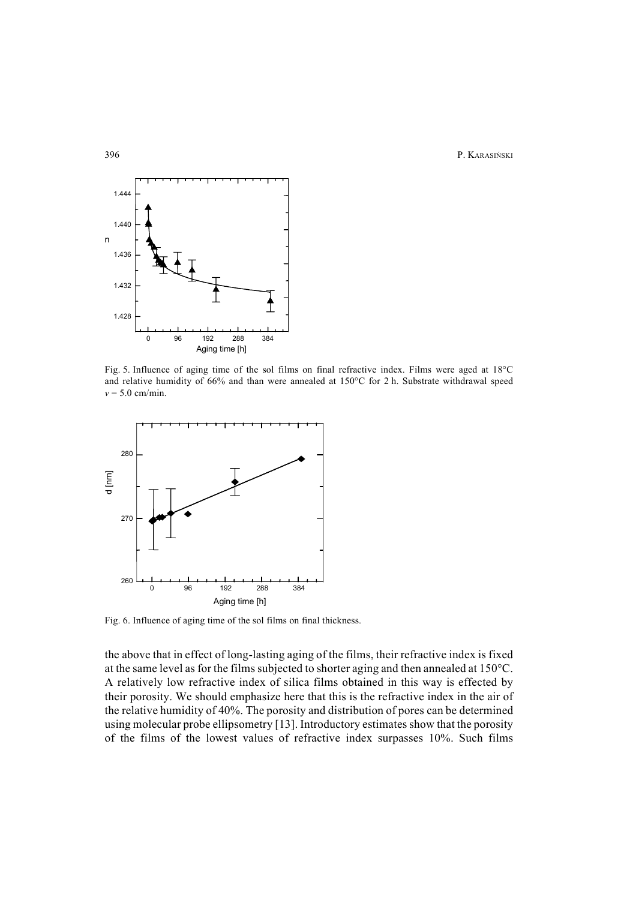Fig. 5. Influence of aging time of the sol films on final refractive index. Films were aged at 18°C and relative humidity of 66% and than were annealed at 150°C for 2 h. Substrate withdrawal speed $v = 5.0$ cm/min.

Fig. 6. Influence of aging time of the sol films on final thickness.

the above that in effect of long-lasting aging of the films, their refractive index is fixed at the same level as for the films subjected to shorter aging and then annealed at 150°C. A relatively low refractive index of silica films obtained in this way is effected by their porosity. We should emphasize here that this is the refractive index in the air of the relative humidity of 40%. The porosity and distribution of pores can be determined using molecular probe ellipsometry [13]. Introductory estimates show that the porosity of the films of the lowest values of refractive index surpasses 10%. Such films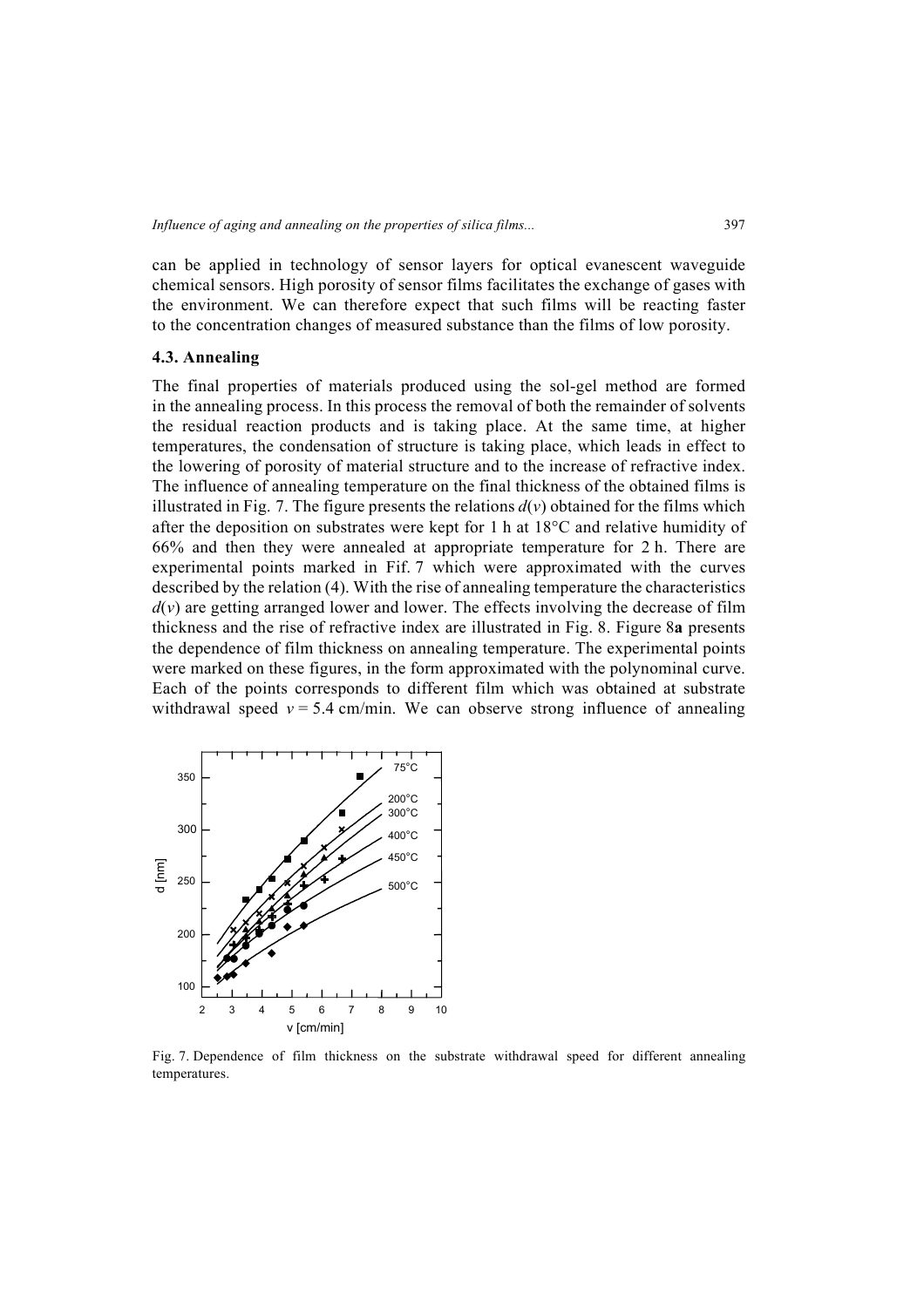can be applied in technology of sensor layers for optical evanescent waveguide chemical sensors. High porosity of sensor films facilitates the exchange of gases with the environment. We can therefore expect that such films will be reacting faster to the concentration changes of measured substance than the films of low porosity.

### 4.3. Annealing

The final properties of materials produced using the sol-gel method are formed in the annealing process. In this process the removal of both the remainder of solvents the residual reaction products and is taking place. At the same time, at higher temperatures, the condensation of structure is taking place, which leads in effect to the lowering of porosity of material structure and to the increase of refractive index. The influence of annealing temperature on the final thickness of the obtained films is illustrated in Fig. 7. The figure presents the relations $d(v)$ obtained for the films which after the deposition on substrates were kept for 1 h at 18°C and relative humidity of 66% and then they were annealed at appropriate temperature for 2 h. There are experimental points marked in Fif. 7 which were approximated with the curves described by the relation (4). With the rise of annealing temperature the characteristics $d(v)$ are getting arranged lower and lower. The effects involving the decrease of film thickness and the rise of refractive index are illustrated in Fig. 8. Figure 8**a** presents the dependence of film thickness on annealing temperature. The experimental points were marked on these figures, in the form approximated with the polynominal curve. Each of the points corresponds to different film which was obtained at substrate withdrawal speed $v = 5.4$ cm/min. We can observe strong influence of annealing

Fig. 7. Dependence of film thickness on the substrate withdrawal speed for different annealing temperatures.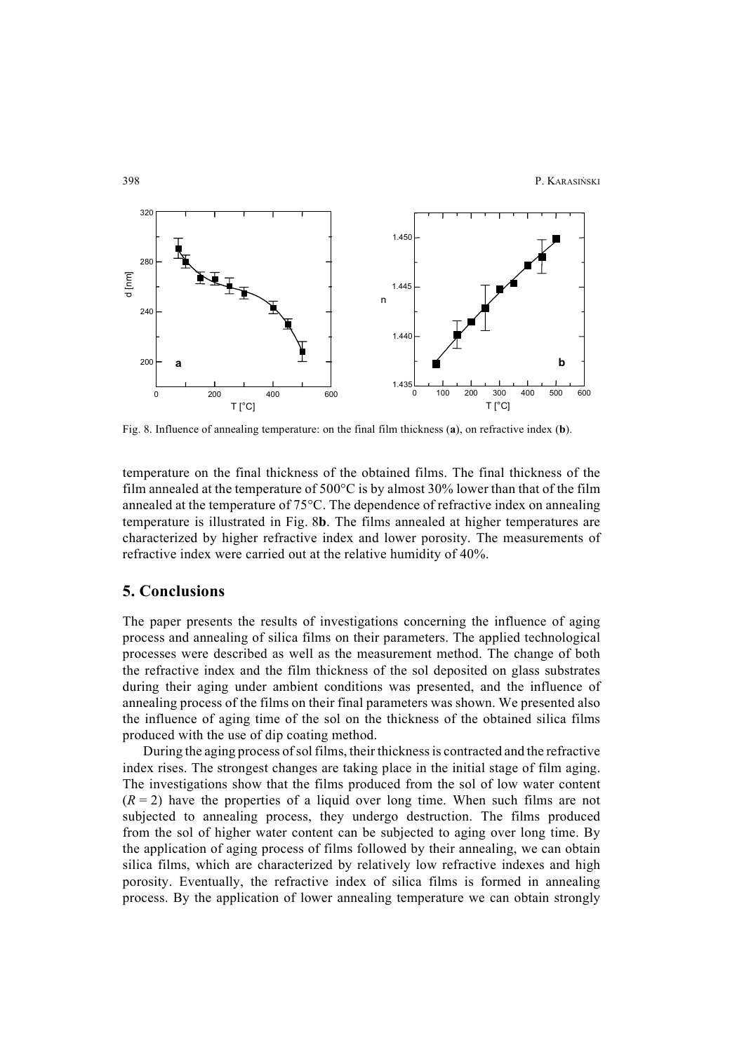Fig. 8. Influence of annealing temperature: on the final film thickness (**a**), on refractive index (**b**).

temperature on the final thickness of the obtained films. The final thickness of the film annealed at the temperature of 500°C is by almost 30% lower than that of the film annealed at the temperature of 75°C. The dependence of refractive index on annealing temperature is illustrated in Fig. 8**b**. The films annealed at higher temperatures are characterized by higher refractive index and lower porosity. The measurements of refractive index were carried out at the relative humidity of 40%.

## 5. Conclusions

The paper presents the results of investigations concerning the influence of aging process and annealing of silica films on their parameters. The applied technological processes were described as well as the measurement method. The change of both the refractive index and the film thickness of the sol deposited on glass substrates during their aging under ambient conditions was presented, and the influence of annealing process of the films on their final parameters was shown. We presented also the influence of aging time of the sol on the thickness of the obtained silica films produced with the use of dip coating method.

During the aging process of sol films, their thickness is contracted and the refractive index rises. The strongest changes are taking place in the initial stage of film aging. The investigations show that the films produced from the sol of low water content ($R = 2$) have the properties of a liquid over long time. When such films are not subjected to annealing process, they undergo destruction. The films produced from the sol of higher water content can be subjected to aging over long time. By the application of aging process of films followed by their annealing, we can obtain silica films, which are characterized by relatively low refractive indexes and high porosity. Eventually, the refractive index of silica films is formed in annealing process. By the application of lower annealing temperature we can obtain strongly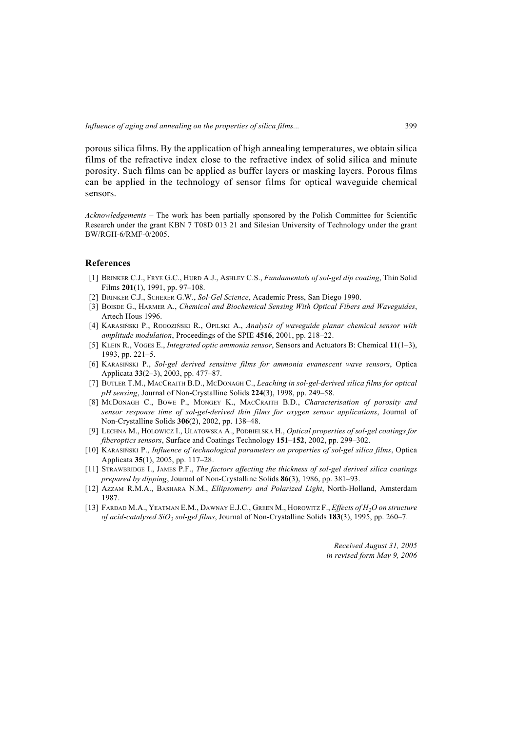porous silica films. By the application of high annealing temperatures, we obtain silica films of the refractive index close to the refractive index of solid silica and minute porosity. Such films can be applied as buffer layers or masking layers. Porous films can be applied in the technology of sensor films for optical waveguide chemical sensors.

*Acknowledgements* – The work has been partially sponsored by the Polish Committee for Scientific Research under the grant KBN 7 T08D 013 21 and Silesian University of Technology under the grant BW/RGH-6/RMF-0/2005.

## References

[1] Brinker C.J., Frye G.C., Hurd A.J., Ashley C.S., *Fundamentals of sol-gel dip coating*, Thin Solid Films **201**(1), 1991, pp. 97–108.

[2] Brinker C.J., Scherer G.W., *Sol-Gel Science*, Academic Press, San Diego 1990.

[3] Boisde G., Harmer A., *Chemical and Biochemical Sensing With Optical Fibers and Waveguides*, Artech Hous 1996.

[4] Karasiński P., Rogoziński R., Opilski A., *Analysis of waveguide planar chemical sensor with amplitude modulation*, Proceedings of the SPIE **4516**, 2001, pp. 218–22.

[5] Klein R., Voges E., *Integrated optic ammonia sensor*, Sensors and Actuators B: Chemical **11**(1–3), 1993, pp. 221–5.

[6] Karasiński P., *Sol-gel derived sensitive films for ammonia evanescent wave sensors*, Optica Applicata **33**(2–3), 2003, pp. 477–87.

[7] Butler T.M., MacCraith B.D., McDonagh C., *Leaching in sol-gel-derived silica films for optical pH sensing*, Journal of Non-Crystalline Solids **224**(3), 1998, pp. 249–58.

[8] McDonagh C., Bowe P., Mongey K., MacCraith B.D., *Characterisation of porosity and sensor response time of sol-gel-derived thin films for oxygen sensor applications*, Journal of Non-Crystalline Solids **306**(2), 2002, pp. 138–48.

[9] Lechna M., Holowicz I., Ulatowska A., Podbielska H., *Optical properties of sol-gel coatings for fiberoptics sensors*, Surface and Coatings Technology **151–152**, 2002, pp. 299–302.

[10] Karasiński P., *Influence of technological parameters on properties of sol-gel silica films*, Optica Applicata **35**(1), 2005, pp. 117–28.

[11] Strawbridge I., James P.F., *The factors affecting the thickness of sol-gel derived silica coatings prepared by dipping*, Journal of Non-Crystalline Solids **86**(3), 1986, pp. 381–93.

[12] Azzam R.M.A., Bashara N.M., *Ellipsometry and Polarized Light*, North-Holland, Amsterdam 1987.

[13] Fardad M.A., Yeatman E.M., Dawnay E.J.C., Green M., Horowitz F., *Effects of $H_2O$ on structure of acid-catalysed $SiO_2$ sol-gel films*, Journal of Non-Crystalline Solids **183**(3), 1995, pp. 260–7.

*Received August 31, 2005*
*in revised form May 9, 2006*